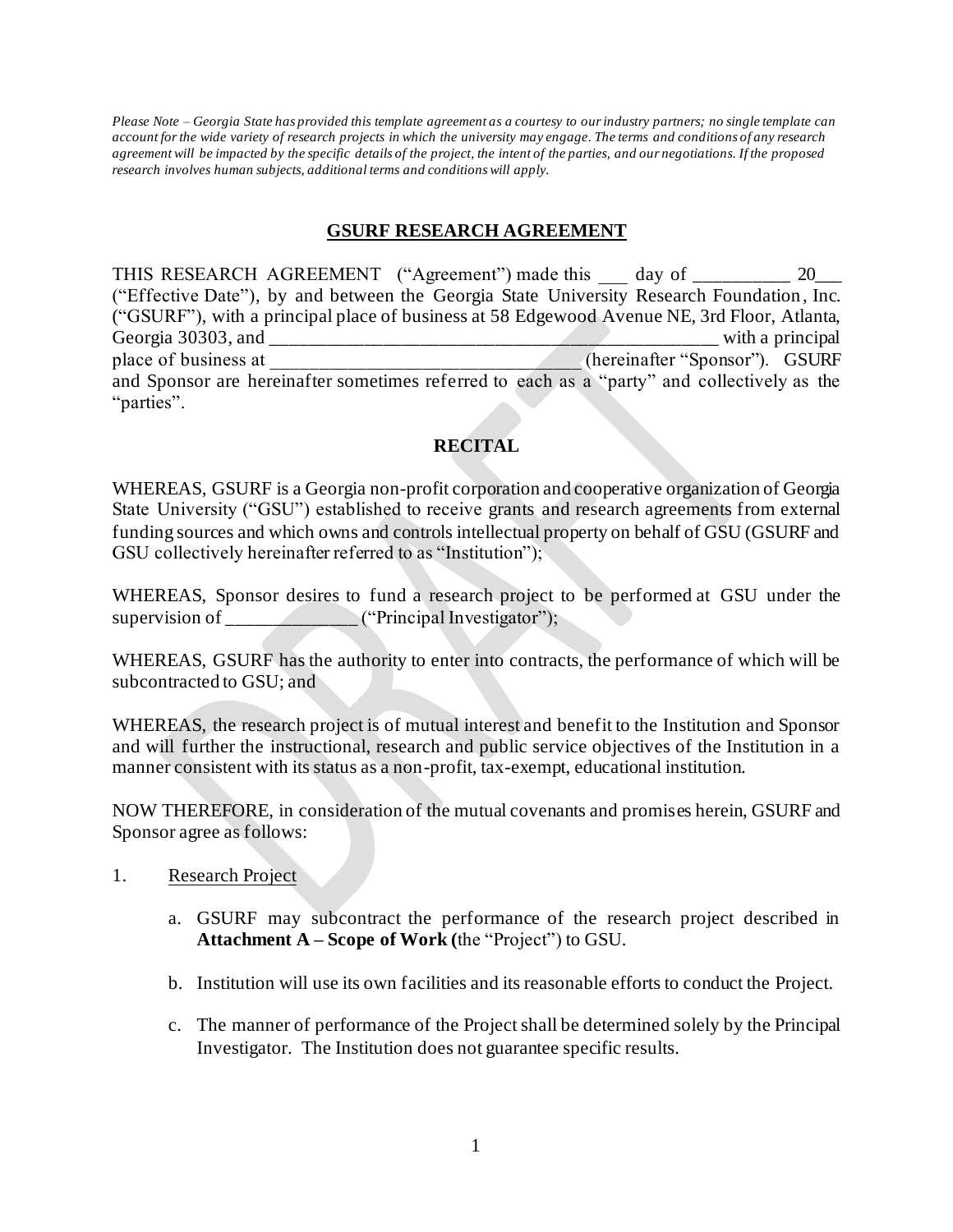*Please Note – Georgia State has provided this template agreement as a courtesy to our industry partners; no single template can account for the wide variety of research projects in which the university may engage. The terms and conditions of any research agreement will be impacted by the specific details of the project, the intent of the parties, and our negotiations. If the proposed research involves human subjects, additional terms and conditions will apply.*

# GSURF RESEARCH AGREEMENT

THIS RESEARCH AGREEMENT ("Agreement") made this ___ day of __________ 20___ ("Effective Date"), by and between the Georgia State University Research Foundation, Inc. ("GSURF"), with a principal place of business at 58 Edgewood Avenue NE, 3rd Floor, Atlanta, Georgia 30303, and ________________________________________________ with a principal place of business at ________________________________ (hereinafter "Sponsor"). GSURF and Sponsor are hereinafter sometimes referred to each as a "party" and collectively as the "parties".

## RECITAL

WHEREAS, GSURF is a Georgia non-profit corporation and cooperative organization of Georgia State University ("GSU") established to receive grants and research agreements from external funding sources and which owns and controls intellectual property on behalf of GSU (GSURF and GSU collectively hereinafter referred to as "Institution");

WHEREAS, Sponsor desires to fund a research project to be performed at GSU under the supervision of ______________ ("Principal Investigator");

WHEREAS, GSURF has the authority to enter into contracts, the performance of which will be subcontracted to GSU; and

WHEREAS, the research project is of mutual interest and benefit to the Institution and Sponsor and will further the instructional, research and public service objectives of the Institution in a manner consistent with its status as a non-profit, tax-exempt, educational institution.

NOW THEREFORE, in consideration of the mutual covenants and promises herein, GSURF and Sponsor agree as follows:

1. Research Project

   a. GSURF may subcontract the performance of the research project described in **Attachment A – Scope of Work (**the "Project") to GSU.

   b. Institution will use its own facilities and its reasonable efforts to conduct the Project.

   c. The manner of performance of the Project shall be determined solely by the Principal Investigator. The Institution does not guarantee specific results.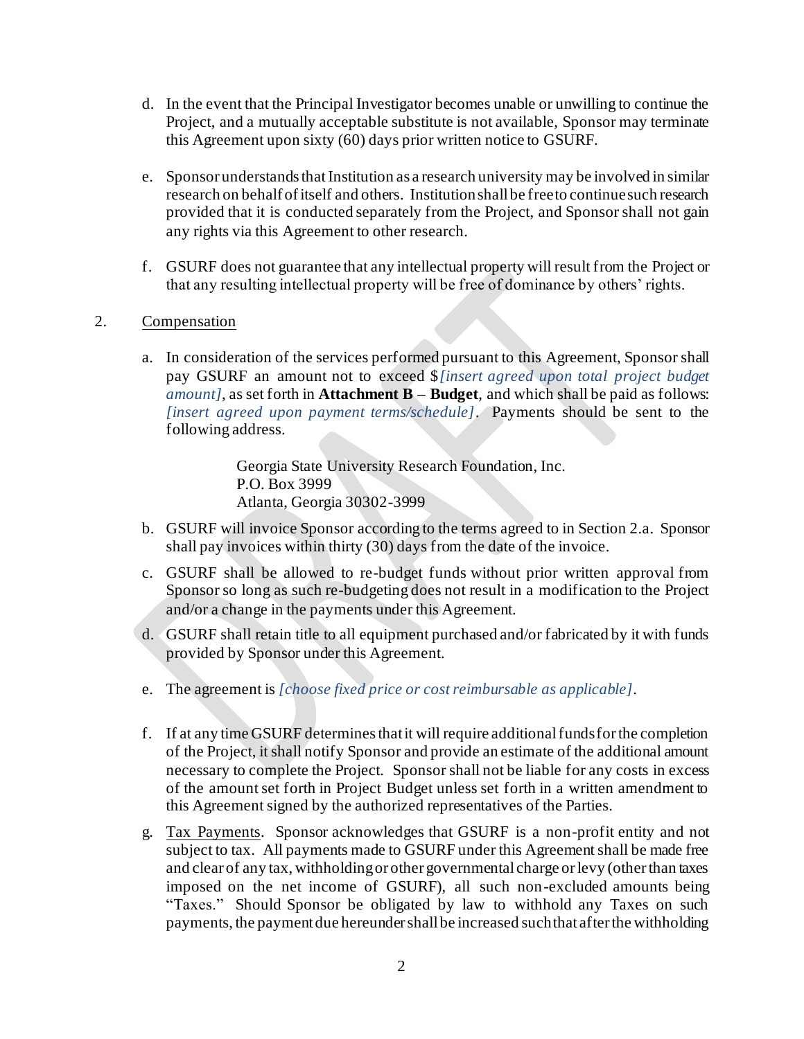d. In the event that the Principal Investigator becomes unable or unwilling to continue the Project, and a mutually acceptable substitute is not available, Sponsor may terminate this Agreement upon sixty (60) days prior written notice to GSURF.

e. Sponsor understands that Institution as a research university may be involved in similar research on behalf of itself and others. Institution shall be free to continue such research provided that it is conducted separately from the Project, and Sponsor shall not gain any rights via this Agreement to other research.

f. GSURF does not guarantee that any intellectual property will result from the Project or that any resulting intellectual property will be free of dominance by others' rights.

2. <u>Compensation</u>

a. In consideration of the services performed pursuant to this Agreement, Sponsor shall pay GSURF an amount not to exceed $*[insert agreed upon total project budget amount]*, as set forth in **Attachment B – Budget**, and which shall be paid as follows: *[insert agreed upon payment terms/schedule]*. Payments should be sent to the following address.

> Georgia State University Research Foundation, Inc.
> P.O. Box 3999
> Atlanta, Georgia 30302-3999

b. GSURF will invoice Sponsor according to the terms agreed to in Section 2.a. Sponsor shall pay invoices within thirty (30) days from the date of the invoice.

c. GSURF shall be allowed to re-budget funds without prior written approval from Sponsor so long as such re-budgeting does not result in a modification to the Project and/or a change in the payments under this Agreement.

d. GSURF shall retain title to all equipment purchased and/or fabricated by it with funds provided by Sponsor under this Agreement.

e. The agreement is *[choose fixed price or cost reimbursable as applicable]*.

f. If at any time GSURF determines that it will require additional funds for the completion of the Project, it shall notify Sponsor and provide an estimate of the additional amount necessary to complete the Project. Sponsor shall not be liable for any costs in excess of the amount set forth in Project Budget unless set forth in a written amendment to this Agreement signed by the authorized representatives of the Parties.

g. <u>Tax Payments</u>. Sponsor acknowledges that GSURF is a non-profit entity and not subject to tax. All payments made to GSURF under this Agreement shall be made free and clear of any tax, withholding or other governmental charge or levy (other than taxes imposed on the net income of GSURF), all such non-excluded amounts being "Taxes." Should Sponsor be obligated by law to withhold any Taxes on such payments, the payment due hereunder shall be increased such that after the withholding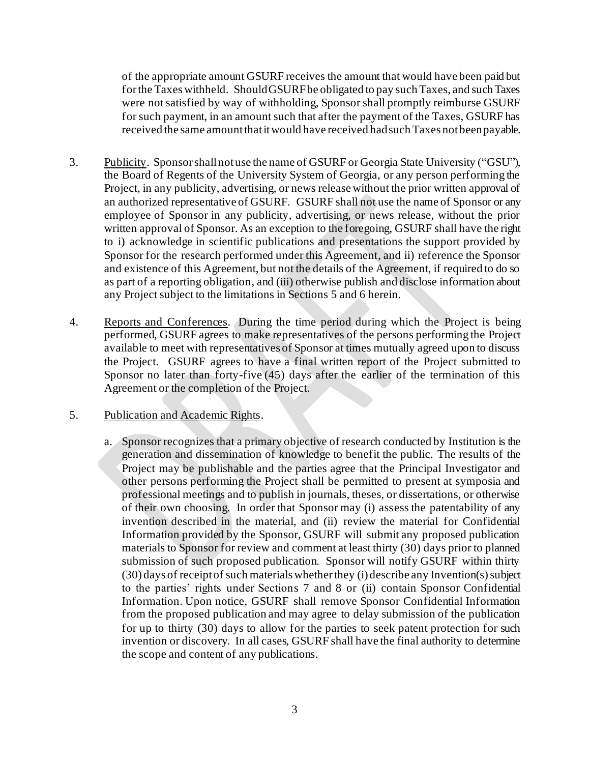of the appropriate amount GSURF receives the amount that would have been paid but for the Taxes withheld. Should GSURF be obligated to pay such Taxes, and such Taxes were not satisfied by way of withholding, Sponsor shall promptly reimburse GSURF for such payment, in an amount such that after the payment of the Taxes, GSURF has received the same amount that it would have received had such Taxes not been payable.

3. Publicity. Sponsor shall not use the name of GSURF or Georgia State University ("GSU"), the Board of Regents of the University System of Georgia, or any person performing the Project, in any publicity, advertising, or news release without the prior written approval of an authorized representative of GSURF. GSURF shall not use the name of Sponsor or any employee of Sponsor in any publicity, advertising, or news release, without the prior written approval of Sponsor. As an exception to the foregoing, GSURF shall have the right to i) acknowledge in scientific publications and presentations the support provided by Sponsor for the research performed under this Agreement, and ii) reference the Sponsor and existence of this Agreement, but not the details of the Agreement, if required to do so as part of a reporting obligation, and (iii) otherwise publish and disclose information about any Project subject to the limitations in Sections 5 and 6 herein.

4. Reports and Conferences. During the time period during which the Project is being performed, GSURF agrees to make representatives of the persons performing the Project available to meet with representatives of Sponsor at times mutually agreed upon to discuss the Project. GSURF agrees to have a final written report of the Project submitted to Sponsor no later than forty-five (45) days after the earlier of the termination of this Agreement or the completion of the Project.

5. Publication and Academic Rights.

   a. Sponsor recognizes that a primary objective of research conducted by Institution is the generation and dissemination of knowledge to benefit the public. The results of the Project may be publishable and the parties agree that the Principal Investigator and other persons performing the Project shall be permitted to present at symposia and professional meetings and to publish in journals, theses, or dissertations, or otherwise of their own choosing. In order that Sponsor may (i) assess the patentability of any invention described in the material, and (ii) review the material for Confidential Information provided by the Sponsor, GSURF will submit any proposed publication materials to Sponsor for review and comment at least thirty (30) days prior to planned submission of such proposed publication. Sponsor will notify GSURF within thirty (30) days of receipt of such materials whether they (i) describe any Invention(s) subject to the parties' rights under Sections 7 and 8 or (ii) contain Sponsor Confidential Information. Upon notice, GSURF shall remove Sponsor Confidential Information from the proposed publication and may agree to delay submission of the publication for up to thirty (30) days to allow for the parties to seek patent protection for such invention or discovery. In all cases, GSURF shall have the final authority to determine the scope and content of any publications.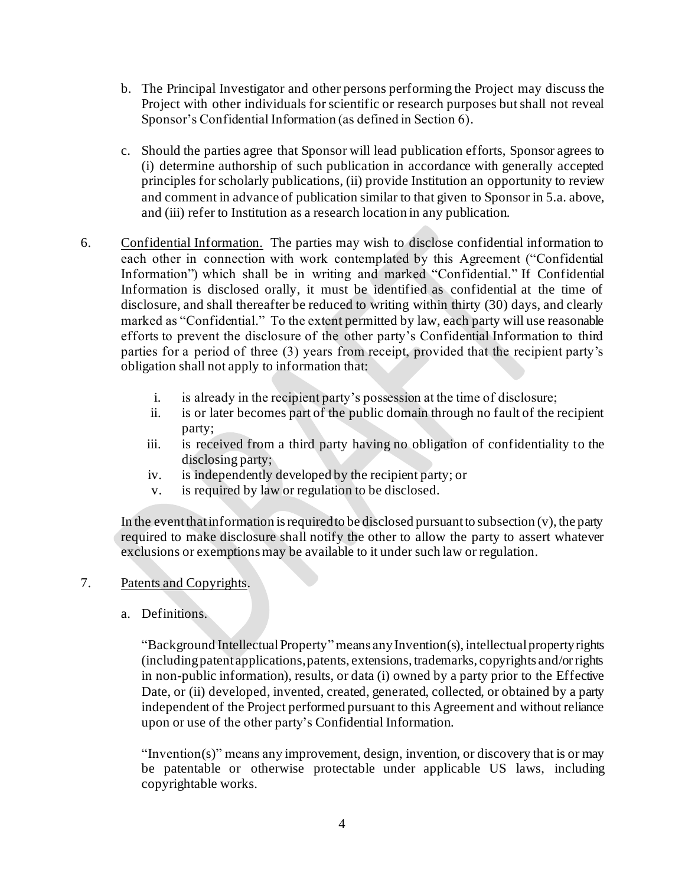b. The Principal Investigator and other persons performing the Project may discuss the Project with other individuals for scientific or research purposes but shall not reveal Sponsor's Confidential Information (as defined in Section 6).

c. Should the parties agree that Sponsor will lead publication efforts, Sponsor agrees to (i) determine authorship of such publication in accordance with generally accepted principles for scholarly publications, (ii) provide Institution an opportunity to review and comment in advance of publication similar to that given to Sponsor in 5.a. above, and (iii) refer to Institution as a research location in any publication.

6. Confidential Information. The parties may wish to disclose confidential information to each other in connection with work contemplated by this Agreement ("Confidential Information") which shall be in writing and marked "Confidential." If Confidential Information is disclosed orally, it must be identified as confidential at the time of disclosure, and shall thereafter be reduced to writing within thirty (30) days, and clearly marked as "Confidential." To the extent permitted by law, each party will use reasonable efforts to prevent the disclosure of the other party's Confidential Information to third parties for a period of three (3) years from receipt, provided that the recipient party's obligation shall not apply to information that:

   i. is already in the recipient party's possession at the time of disclosure;
   ii. is or later becomes part of the public domain through no fault of the recipient party;
   iii. is received from a third party having no obligation of confidentiality to the disclosing party;
   iv. is independently developed by the recipient party; or
   v. is required by law or regulation to be disclosed.

   In the event that information is required to be disclosed pursuant to subsection (v), the party required to make disclosure shall notify the other to allow the party to assert whatever exclusions or exemptions may be available to it under such law or regulation.

7. Patents and Copyrights.

   a. Definitions.

   "Background Intellectual Property" means any Invention(s), intellectual property rights (including patent applications, patents, extensions, trademarks, copyrights and/or rights in non-public information), results, or data (i) owned by a party prior to the Effective Date, or (ii) developed, invented, created, generated, collected, or obtained by a party independent of the Project performed pursuant to this Agreement and without reliance upon or use of the other party's Confidential Information.

   "Invention(s)" means any improvement, design, invention, or discovery that is or may be patentable or otherwise protectable under applicable US laws, including copyrightable works.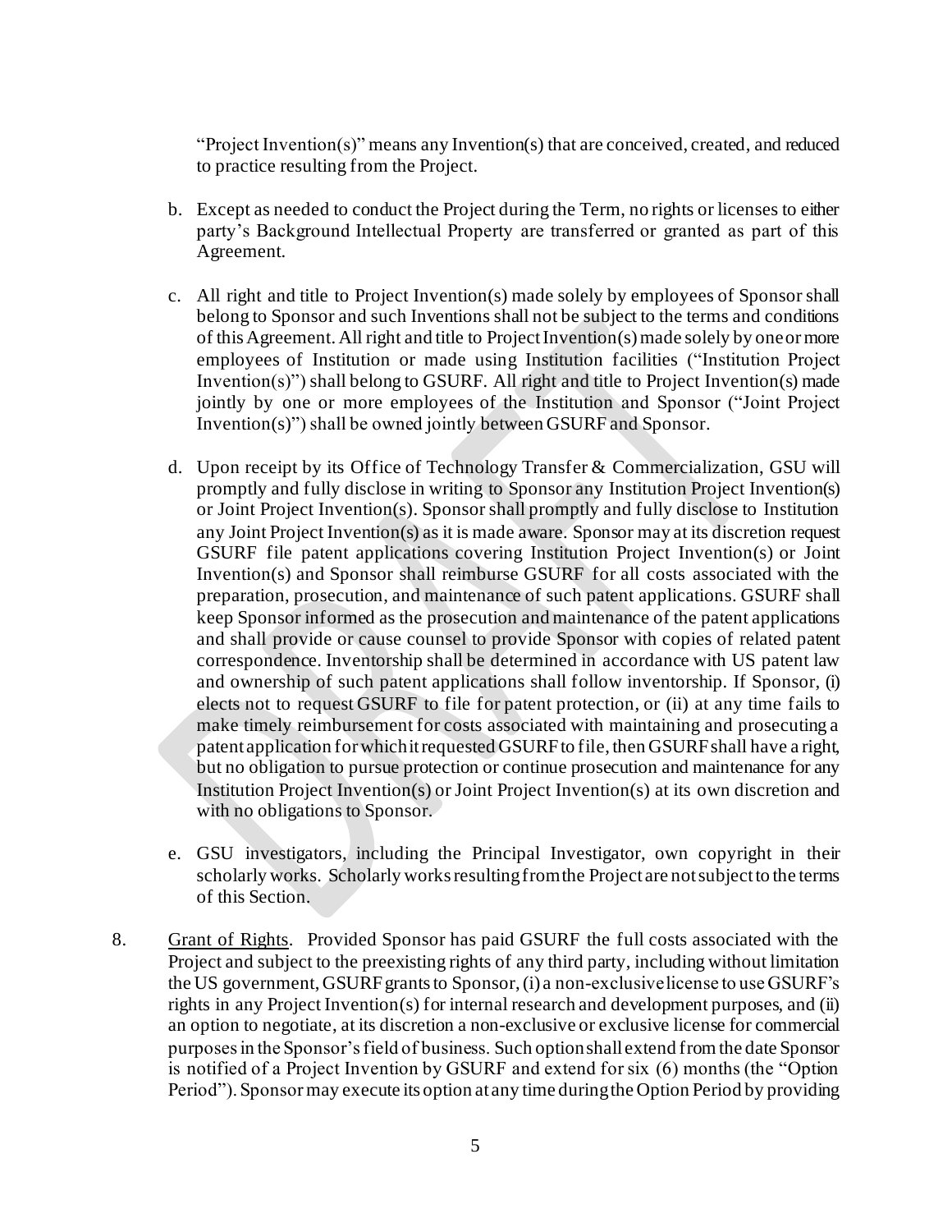"Project Invention(s)" means any Invention(s) that are conceived, created, and reduced to practice resulting from the Project.

b. Except as needed to conduct the Project during the Term, no rights or licenses to either party's Background Intellectual Property are transferred or granted as part of this Agreement.

c. All right and title to Project Invention(s) made solely by employees of Sponsor shall belong to Sponsor and such Inventions shall not be subject to the terms and conditions of this Agreement. All right and title to Project Invention(s) made solely by one or more employees of Institution or made using Institution facilities ("Institution Project Invention(s)") shall belong to GSURF. All right and title to Project Invention(s) made jointly by one or more employees of the Institution and Sponsor ("Joint Project Invention(s)") shall be owned jointly between GSURF and Sponsor.

d. Upon receipt by its Office of Technology Transfer & Commercialization, GSU will promptly and fully disclose in writing to Sponsor any Institution Project Invention(s) or Joint Project Invention(s). Sponsor shall promptly and fully disclose to Institution any Joint Project Invention(s) as it is made aware. Sponsor may at its discretion request GSURF file patent applications covering Institution Project Invention(s) or Joint Invention(s) and Sponsor shall reimburse GSURF for all costs associated with the preparation, prosecution, and maintenance of such patent applications. GSURF shall keep Sponsor informed as the prosecution and maintenance of the patent applications and shall provide or cause counsel to provide Sponsor with copies of related patent correspondence. Inventorship shall be determined in accordance with US patent law and ownership of such patent applications shall follow inventorship. If Sponsor, (i) elects not to request GSURF to file for patent protection, or (ii) at any time fails to make timely reimbursement for costs associated with maintaining and prosecuting a patent application for which it requested GSURF to file, then GSURF shall have a right, but no obligation to pursue protection or continue prosecution and maintenance for any Institution Project Invention(s) or Joint Project Invention(s) at its own discretion and with no obligations to Sponsor.

e. GSU investigators, including the Principal Investigator, own copyright in their scholarly works. Scholarly works resulting from the Project are not subject to the terms of this Section.

8. Grant of Rights. Provided Sponsor has paid GSURF the full costs associated with the Project and subject to the preexisting rights of any third party, including without limitation the US government, GSURF grants to Sponsor, (i) a non-exclusive license to use GSURF's rights in any Project Invention(s) for internal research and development purposes, and (ii) an option to negotiate, at its discretion a non-exclusive or exclusive license for commercial purposes in the Sponsor's field of business. Such option shall extend from the date Sponsor is notified of a Project Invention by GSURF and extend for six (6) months (the "Option Period"). Sponsor may execute its option at any time during the Option Period by providing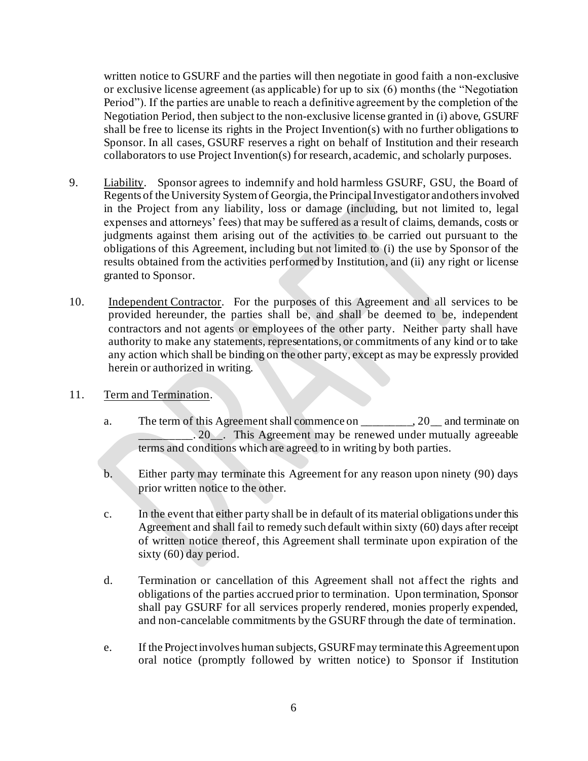written notice to GSURF and the parties will then negotiate in good faith a non-exclusive or exclusive license agreement (as applicable) for up to six (6) months (the "Negotiation Period"). If the parties are unable to reach a definitive agreement by the completion of the Negotiation Period, then subject to the non-exclusive license granted in (i) above, GSURF shall be free to license its rights in the Project Invention(s) with no further obligations to Sponsor. In all cases, GSURF reserves a right on behalf of Institution and their research collaborators to use Project Invention(s) for research, academic, and scholarly purposes.

9. Liability. Sponsor agrees to indemnify and hold harmless GSURF, GSU, the Board of Regents of the University System of Georgia, the Principal Investigator and others involved in the Project from any liability, loss or damage (including, but not limited to, legal expenses and attorneys' fees) that may be suffered as a result of claims, demands, costs or judgments against them arising out of the activities to be carried out pursuant to the obligations of this Agreement, including but not limited to (i) the use by Sponsor of the results obtained from the activities performed by Institution, and (ii) any right or license granted to Sponsor.

10. Independent Contractor. For the purposes of this Agreement and all services to be provided hereunder, the parties shall be, and shall be deemed to be, independent contractors and not agents or employees of the other party. Neither party shall have authority to make any statements, representations, or commitments of any kind or to take any action which shall be binding on the other party, except as may be expressly provided herein or authorized in writing.

11. Term and Termination.

   a. The term of this Agreement shall commence on _________, 20__ and terminate on _________. 20__. This Agreement may be renewed under mutually agreeable terms and conditions which are agreed to in writing by both parties.

   b. Either party may terminate this Agreement for any reason upon ninety (90) days prior written notice to the other.

   c. In the event that either party shall be in default of its material obligations under this Agreement and shall fail to remedy such default within sixty (60) days after receipt of written notice thereof, this Agreement shall terminate upon expiration of the sixty (60) day period.

   d. Termination or cancellation of this Agreement shall not affect the rights and obligations of the parties accrued prior to termination. Upon termination, Sponsor shall pay GSURF for all services properly rendered, monies properly expended, and non-cancelable commitments by the GSURF through the date of termination.

   e. If the Project involves human subjects, GSURF may terminate this Agreement upon oral notice (promptly followed by written notice) to Sponsor if Institution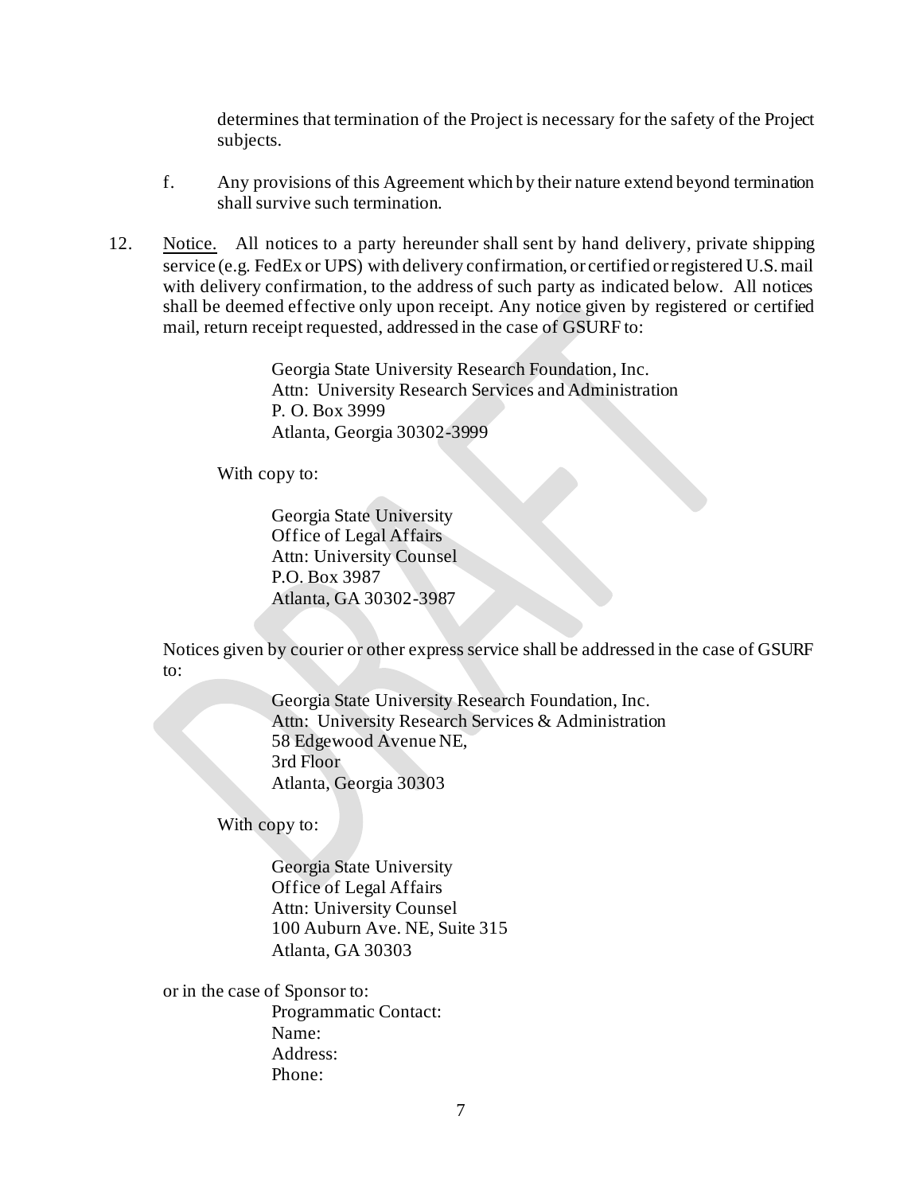determines that termination of the Project is necessary for the safety of the Project subjects.

f. Any provisions of this Agreement which by their nature extend beyond termination shall survive such termination.

12. Notice. All notices to a party hereunder shall sent by hand delivery, private shipping service (e.g. FedEx or UPS) with delivery confirmation, or certified or registered U.S. mail with delivery confirmation, to the address of such party as indicated below. All notices shall be deemed effective only upon receipt. Any notice given by registered or certified mail, return receipt requested, addressed in the case of GSURF to:

    Georgia State University Research Foundation, Inc.
    Attn: University Research Services and Administration
    P. O. Box 3999
    Atlanta, Georgia 30302-3999

    With copy to:

    Georgia State University
    Office of Legal Affairs
    Attn: University Counsel
    P.O. Box 3987
    Atlanta, GA 30302-3987

    Notices given by courier or other express service shall be addressed in the case of GSURF to:

    Georgia State University Research Foundation, Inc.
    Attn: University Research Services & Administration
    58 Edgewood Avenue NE,
    3rd Floor
    Atlanta, Georgia 30303

    With copy to:

    Georgia State University
    Office of Legal Affairs
    Attn: University Counsel
    100 Auburn Ave. NE, Suite 315
    Atlanta, GA 30303

    or in the case of Sponsor to:

    Programmatic Contact:
    Name:
    Address:
    Phone: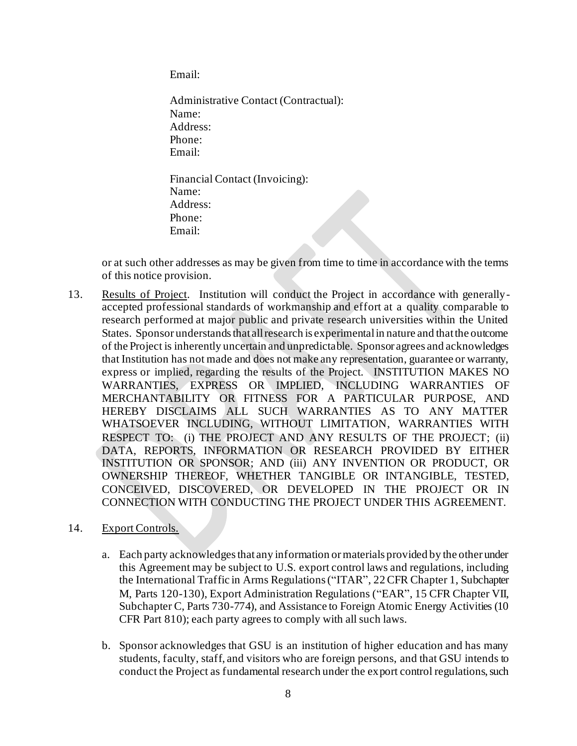Email:

Administrative Contact (Contractual):
Name:
Address:
Phone:
Email:

Financial Contact (Invoicing):
Name:
Address:
Phone:
Email:

or at such other addresses as may be given from time to time in accordance with the terms of this notice provision.

13. Results of Project. Institution will conduct the Project in accordance with generally-accepted professional standards of workmanship and effort at a quality comparable to research performed at major public and private research universities within the United States. Sponsor understands that all research is experimental in nature and that the outcome of the Project is inherently uncertain and unpredictable. Sponsor agrees and acknowledges that Institution has not made and does not make any representation, guarantee or warranty, express or implied, regarding the results of the Project. INSTITUTION MAKES NO WARRANTIES, EXPRESS OR IMPLIED, INCLUDING WARRANTIES OF MERCHANTABILITY OR FITNESS FOR A PARTICULAR PURPOSE, AND HEREBY DISCLAIMS ALL SUCH WARRANTIES AS TO ANY MATTER WHATSOEVER INCLUDING, WITHOUT LIMITATION, WARRANTIES WITH RESPECT TO: (i) THE PROJECT AND ANY RESULTS OF THE PROJECT; (ii) DATA, REPORTS, INFORMATION OR RESEARCH PROVIDED BY EITHER INSTITUTION OR SPONSOR; AND (iii) ANY INVENTION OR PRODUCT, OR OWNERSHIP THEREOF, WHETHER TANGIBLE OR INTANGIBLE, TESTED, CONCEIVED, DISCOVERED, OR DEVELOPED IN THE PROJECT OR IN CONNECTION WITH CONDUCTING THE PROJECT UNDER THIS AGREEMENT.

14. Export Controls.

   a. Each party acknowledges that any information or materials provided by the other under this Agreement may be subject to U.S. export control laws and regulations, including the International Traffic in Arms Regulations ("ITAR", 22 CFR Chapter 1, Subchapter M, Parts 120-130), Export Administration Regulations ("EAR", 15 CFR Chapter VII, Subchapter C, Parts 730-774), and Assistance to Foreign Atomic Energy Activities (10 CFR Part 810); each party agrees to comply with all such laws.

   b. Sponsor acknowledges that GSU is an institution of higher education and has many students, faculty, staff, and visitors who are foreign persons, and that GSU intends to conduct the Project as fundamental research under the export control regulations, such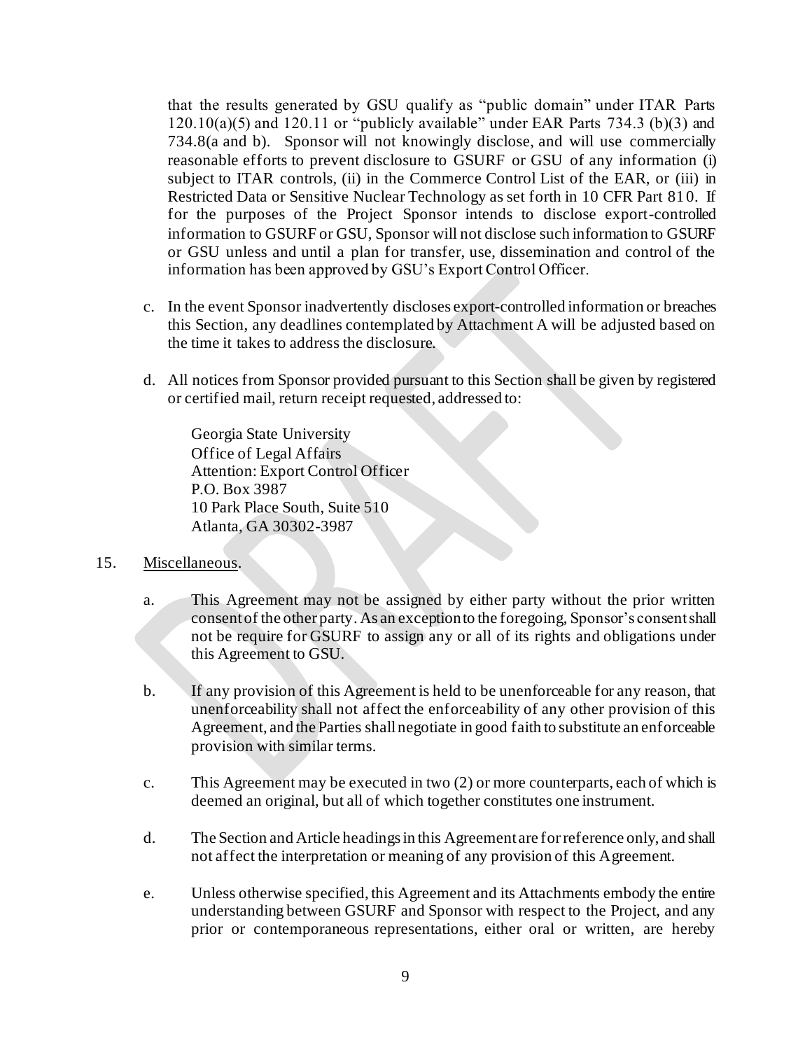that the results generated by GSU qualify as "public domain" under ITAR Parts 120.10(a)(5) and 120.11 or "publicly available" under EAR Parts 734.3 (b)(3) and 734.8(a and b). Sponsor will not knowingly disclose, and will use commercially reasonable efforts to prevent disclosure to GSURF or GSU of any information (i) subject to ITAR controls, (ii) in the Commerce Control List of the EAR, or (iii) in Restricted Data or Sensitive Nuclear Technology as set forth in 10 CFR Part 810. If for the purposes of the Project Sponsor intends to disclose export-controlled information to GSURF or GSU, Sponsor will not disclose such information to GSURF or GSU unless and until a plan for transfer, use, dissemination and control of the information has been approved by GSU's Export Control Officer.

c. In the event Sponsor inadvertently discloses export-controlled information or breaches this Section, any deadlines contemplated by Attachment A will be adjusted based on the time it takes to address the disclosure.

d. All notices from Sponsor provided pursuant to this Section shall be given by registered or certified mail, return receipt requested, addressed to:

 Georgia State University
 Office of Legal Affairs
 Attention: Export Control Officer
 P.O. Box 3987
 10 Park Place South, Suite 510
 Atlanta, GA 30302-3987

15. Miscellaneous.

 a. This Agreement may not be assigned by either party without the prior written consent of the other party. As an exception to the foregoing, Sponsor's consent shall not be require for GSURF to assign any or all of its rights and obligations under this Agreement to GSU.

 b. If any provision of this Agreement is held to be unenforceable for any reason, that unenforceability shall not affect the enforceability of any other provision of this Agreement, and the Parties shall negotiate in good faith to substitute an enforceable provision with similar terms.

 c. This Agreement may be executed in two (2) or more counterparts, each of which is deemed an original, but all of which together constitutes one instrument.

 d. The Section and Article headings in this Agreement are for reference only, and shall not affect the interpretation or meaning of any provision of this Agreement.

 e. Unless otherwise specified, this Agreement and its Attachments embody the entire understanding between GSURF and Sponsor with respect to the Project, and any prior or contemporaneous representations, either oral or written, are hereby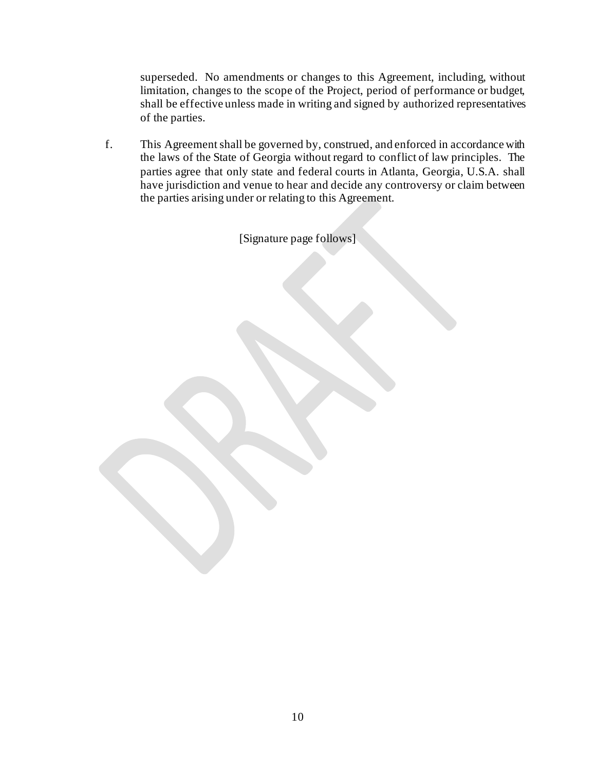superseded. No amendments or changes to this Agreement, including, without limitation, changes to the scope of the Project, period of performance or budget, shall be effective unless made in writing and signed by authorized representatives of the parties.

f. This Agreement shall be governed by, construed, and enforced in accordance with the laws of the State of Georgia without regard to conflict of law principles. The parties agree that only state and federal courts in Atlanta, Georgia, U.S.A. shall have jurisdiction and venue to hear and decide any controversy or claim between the parties arising under or relating to this Agreement.

[Signature page follows]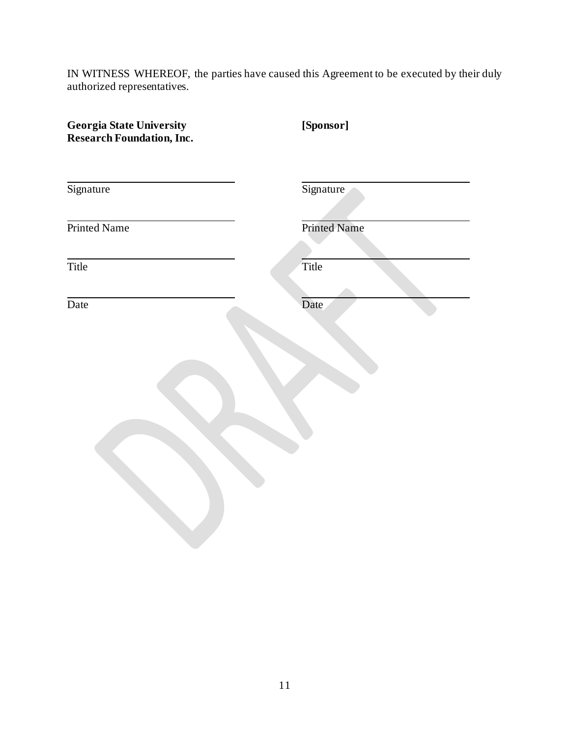IN WITNESS WHEREOF, the parties have caused this Agreement to be executed by their duly authorized representatives.

| **Georgia State University Research Foundation, Inc.** | **[Sponsor]** |
|---|---|
| ______________________________ | ______________________________ |
| Signature | Signature |
| ______________________________ | ______________________________ |
| Printed Name | Printed Name |
| ______________________________ | ______________________________ |
| Title | Title |
| ______________________________ | ______________________________ |
| Date | Date |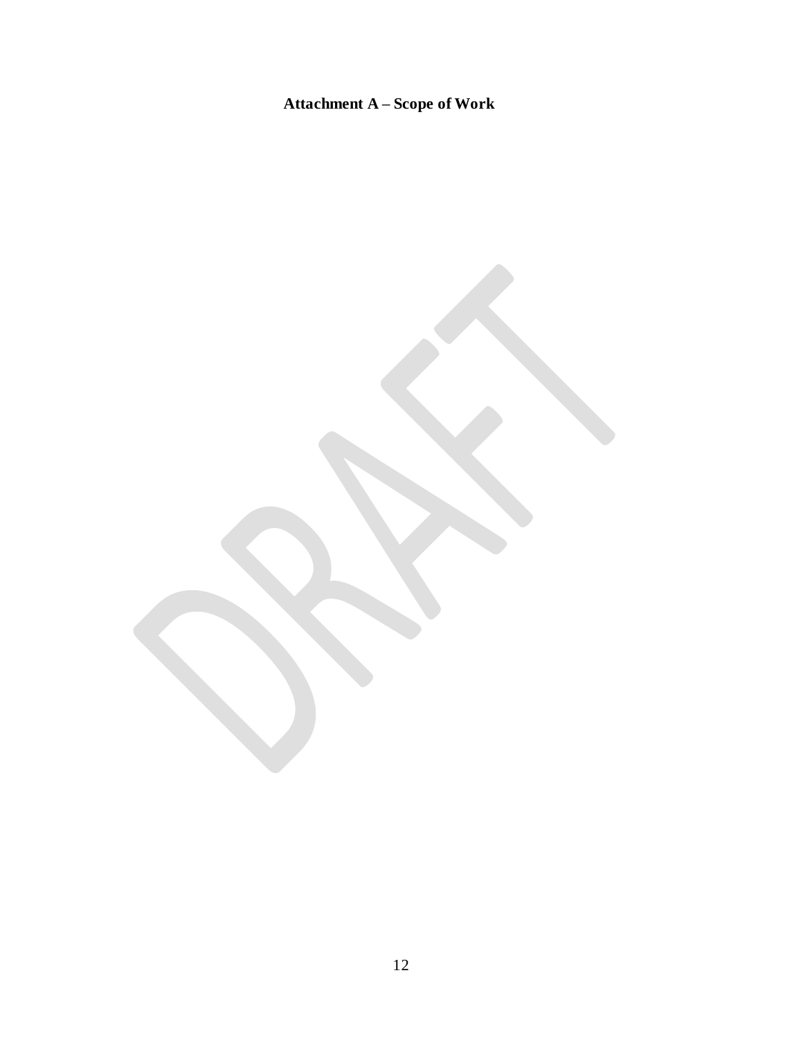**Attachment A – Scope of Work**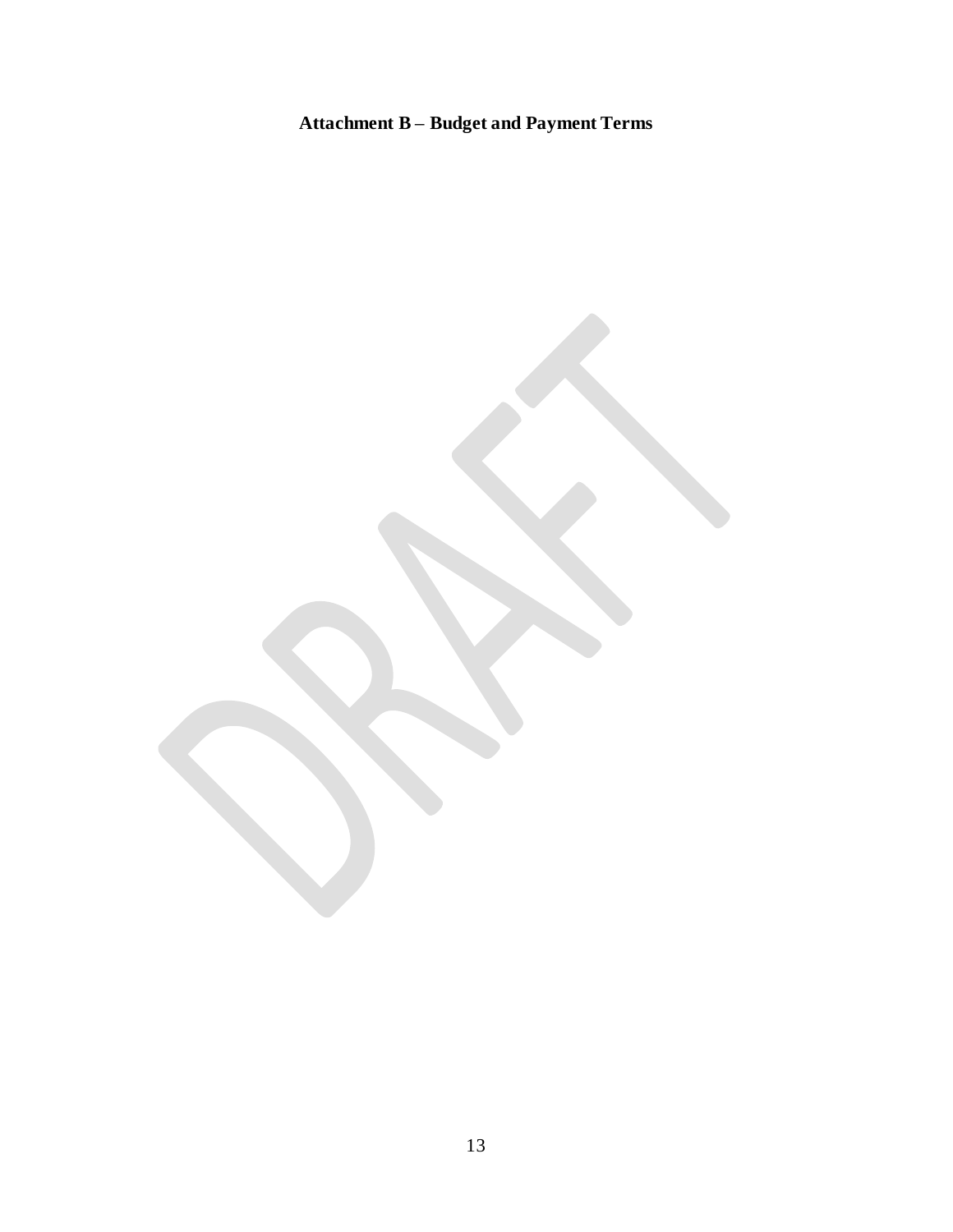**Attachment B – Budget and Payment Terms**